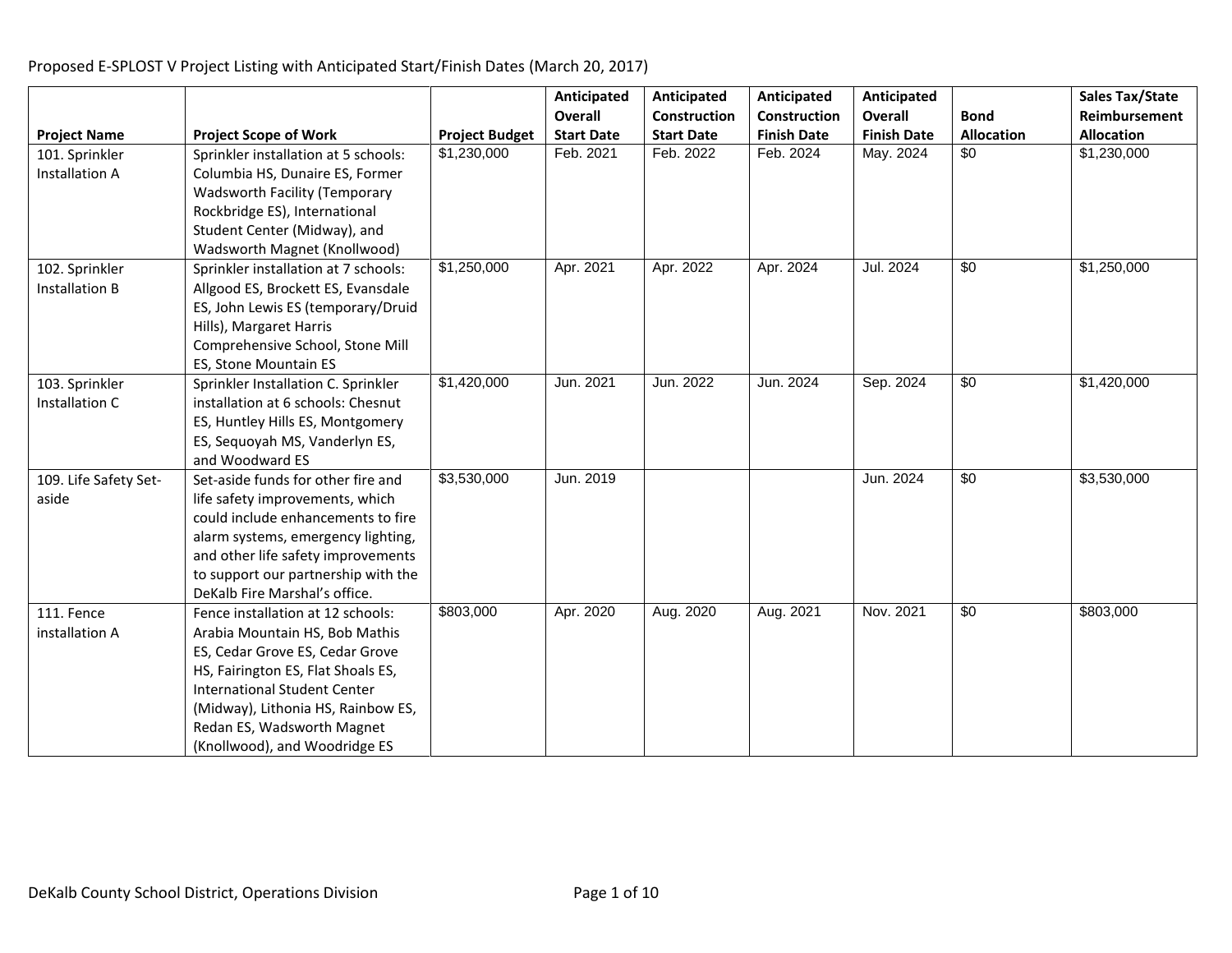Proposed E-SPLOST V Project Listing with Anticipated Start/Finish Dates (March 20, 2017)

| Project Name | Project Scope of Work | Project Budget | Anticipated Overall Start Date | Anticipated Construction Start Date | Anticipated Construction Finish Date | Anticipated Overall Finish Date | Bond Allocation | Sales Tax/State Reimbursement Allocation |
|---|---|---|---|---|---|---|---|---|
| 101. Sprinkler Installation A | Sprinkler installation at 5 schools: Columbia HS, Dunaire ES, Former Wadsworth Facility (Temporary Rockbridge ES), International Student Center (Midway), and Wadsworth Magnet (Knollwood) | $1,230,000 | Feb. 2021 | Feb. 2022 | Feb. 2024 | May. 2024 | $0 | $1,230,000 |
| 102. Sprinkler Installation B | Sprinkler installation at 7 schools: Allgood ES, Brockett ES, Evansdale ES, John Lewis ES (temporary/Druid Hills), Margaret Harris Comprehensive School, Stone Mill ES, Stone Mountain ES | $1,250,000 | Apr. 2021 | Apr. 2022 | Apr. 2024 | Jul. 2024 | $0 | $1,250,000 |
| 103. Sprinkler Installation C | Sprinkler Installation C. Sprinkler installation at 6 schools: Chesnut ES, Huntley Hills ES, Montgomery ES, Sequoyah MS, Vanderlyn ES, and Woodward ES | $1,420,000 | Jun. 2021 | Jun. 2022 | Jun. 2024 | Sep. 2024 | $0 | $1,420,000 |
| 109. Life Safety Set-aside | Set-aside funds for other fire and life safety improvements, which could include enhancements to fire alarm systems, emergency lighting, and other life safety improvements to support our partnership with the DeKalb Fire Marshal's office. | $3,530,000 | Jun. 2019 | | | Jun. 2024 | $0 | $3,530,000 |
| 111. Fence installation A | Fence installation at 12 schools: Arabia Mountain HS, Bob Mathis ES, Cedar Grove ES, Cedar Grove HS, Fairington ES, Flat Shoals ES, International Student Center (Midway), Lithonia HS, Rainbow ES, Redan ES, Wadsworth Magnet (Knollwood), and Woodridge ES | $803,000 | Apr. 2020 | Aug. 2020 | Aug. 2021 | Nov. 2021 | $0 | $803,000 |

DeKalb County School District, Operations Division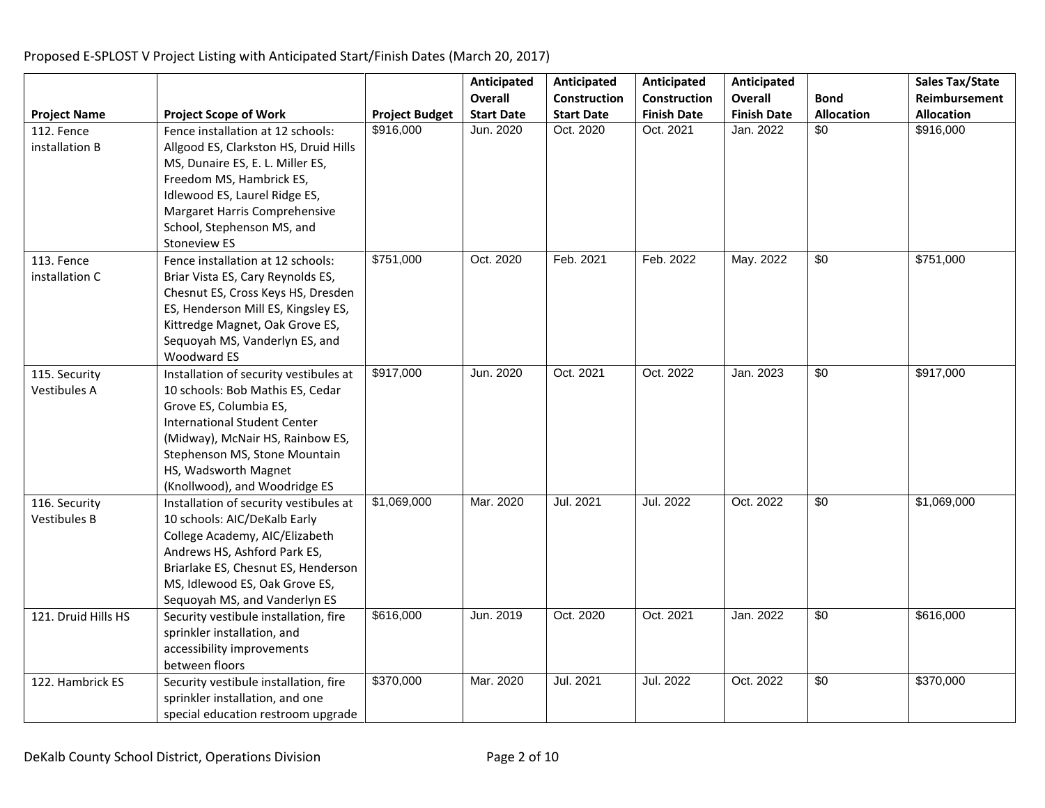Proposed E-SPLOST V Project Listing with Anticipated Start/Finish Dates (March 20, 2017)

| Project Name | Project Scope of Work | Project Budget | Anticipated Overall Start Date | Anticipated Construction Start Date | Anticipated Construction Finish Date | Anticipated Overall Finish Date | Bond Allocation | Sales Tax/State Reimbursement Allocation |
|---|---|---|---|---|---|---|---|---|
| 112. Fence installation B | Fence installation at 12 schools: Allgood ES, Clarkston HS, Druid Hills MS, Dunaire ES, E. L. Miller ES, Freedom MS, Hambrick ES, Idlewood ES, Laurel Ridge ES, Margaret Harris Comprehensive School, Stephenson MS, and Stoneview ES | $916,000 | Jun. 2020 | Oct. 2020 | Oct. 2021 | Jan. 2022 | $0 | $916,000 |
| 113. Fence installation C | Fence installation at 12 schools: Briar Vista ES, Cary Reynolds ES, Chesnut ES, Cross Keys HS, Dresden ES, Henderson Mill ES, Kingsley ES, Kittredge Magnet, Oak Grove ES, Sequoyah MS, Vanderlyn ES, and Woodward ES | $751,000 | Oct. 2020 | Feb. 2021 | Feb. 2022 | May. 2022 | $0 | $751,000 |
| 115. Security Vestibules A | Installation of security vestibules at 10 schools: Bob Mathis ES, Cedar Grove ES, Columbia ES, International Student Center (Midway), McNair HS, Rainbow ES, Stephenson MS, Stone Mountain HS, Wadsworth Magnet (Knollwood), and Woodridge ES | $917,000 | Jun. 2020 | Oct. 2021 | Oct. 2022 | Jan. 2023 | $0 | $917,000 |
| 116. Security Vestibules B | Installation of security vestibules at 10 schools: AIC/DeKalb Early College Academy, AIC/Elizabeth Andrews HS, Ashford Park ES, Briarlake ES, Chesnut ES, Henderson MS, Idlewood ES, Oak Grove ES, Sequoyah MS, and Vanderlyn ES | $1,069,000 | Mar. 2020 | Jul. 2021 | Jul. 2022 | Oct. 2022 | $0 | $1,069,000 |
| 121. Druid Hills HS | Security vestibule installation, fire sprinkler installation, and accessibility improvements between floors | $616,000 | Jun. 2019 | Oct. 2020 | Oct. 2021 | Jan. 2022 | $0 | $616,000 |
| 122. Hambrick ES | Security vestibule installation, fire sprinkler installation, and one special education restroom upgrade | $370,000 | Mar. 2020 | Jul. 2021 | Jul. 2022 | Oct. 2022 | $0 | $370,000 |

DeKalb County School District, Operations Division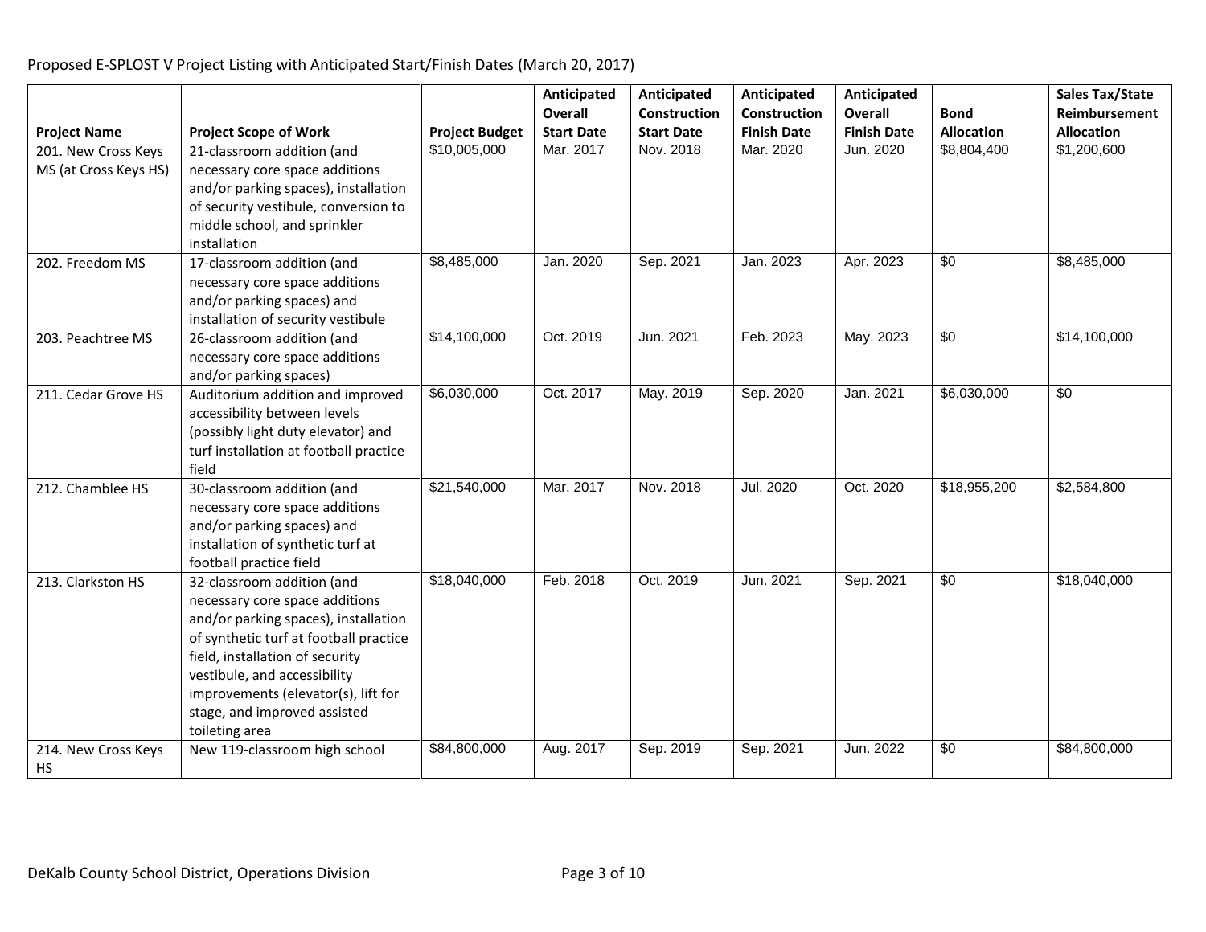Proposed E-SPLOST V Project Listing with Anticipated Start/Finish Dates (March 20, 2017)

| Project Name | Project Scope of Work | Project Budget | Anticipated Overall Start Date | Anticipated Construction Start Date | Anticipated Construction Finish Date | Anticipated Overall Finish Date | Bond Allocation | Sales Tax/State Reimbursement Allocation |
|---|---|---|---|---|---|---|---|---|
| 201. New Cross Keys MS (at Cross Keys HS) | 21-classroom addition (and necessary core space additions and/or parking spaces), installation of security vestibule, conversion to middle school, and sprinkler installation | $10,005,000 | Mar. 2017 | Nov. 2018 | Mar. 2020 | Jun. 2020 | $8,804,400 | $1,200,600 |
| 202. Freedom MS | 17-classroom addition (and necessary core space additions and/or parking spaces) and installation of security vestibule | $8,485,000 | Jan. 2020 | Sep. 2021 | Jan. 2023 | Apr. 2023 | $0 | $8,485,000 |
| 203. Peachtree MS | 26-classroom addition (and necessary core space additions and/or parking spaces) | $14,100,000 | Oct. 2019 | Jun. 2021 | Feb. 2023 | May. 2023 | $0 | $14,100,000 |
| 211. Cedar Grove HS | Auditorium addition and improved accessibility between levels (possibly light duty elevator) and turf installation at football practice field | $6,030,000 | Oct. 2017 | May. 2019 | Sep. 2020 | Jan. 2021 | $6,030,000 | $0 |
| 212. Chamblee HS | 30-classroom addition (and necessary core space additions and/or parking spaces) and installation of synthetic turf at football practice field | $21,540,000 | Mar. 2017 | Nov. 2018 | Jul. 2020 | Oct. 2020 | $18,955,200 | $2,584,800 |
| 213. Clarkston HS | 32-classroom addition (and necessary core space additions and/or parking spaces), installation of synthetic turf at football practice field, installation of security vestibule, and accessibility improvements (elevator(s), lift for stage, and improved assisted toileting area | $18,040,000 | Feb. 2018 | Oct. 2019 | Jun. 2021 | Sep. 2021 | $0 | $18,040,000 |
| 214. New Cross Keys HS | New 119-classroom high school | $84,800,000 | Aug. 2017 | Sep. 2019 | Sep. 2021 | Jun. 2022 | $0 | $84,800,000 |

DeKalb County School District, Operations Division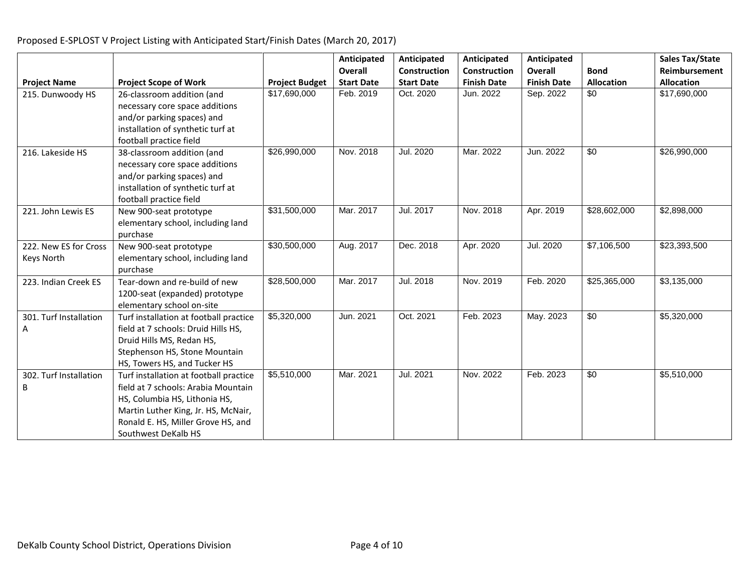Proposed E-SPLOST V Project Listing with Anticipated Start/Finish Dates (March 20, 2017)

| Project Name | Project Scope of Work | Project Budget | Anticipated Overall Start Date | Anticipated Construction Start Date | Anticipated Construction Finish Date | Anticipated Overall Finish Date | Bond Allocation | Sales Tax/State Reimbursement Allocation |
|---|---|---|---|---|---|---|---|---|
| 215. Dunwoody HS | 26-classroom addition (and necessary core space additions and/or parking spaces) and installation of synthetic turf at football practice field | $17,690,000 | Feb. 2019 | Oct. 2020 | Jun. 2022 | Sep. 2022 | $0 | $17,690,000 |
| 216. Lakeside HS | 38-classroom addition (and necessary core space additions and/or parking spaces) and installation of synthetic turf at football practice field | $26,990,000 | Nov. 2018 | Jul. 2020 | Mar. 2022 | Jun. 2022 | $0 | $26,990,000 |
| 221. John Lewis ES | New 900-seat prototype elementary school, including land purchase | $31,500,000 | Mar. 2017 | Jul. 2017 | Nov. 2018 | Apr. 2019 | $28,602,000 | $2,898,000 |
| 222. New ES for Cross Keys North | New 900-seat prototype elementary school, including land purchase | $30,500,000 | Aug. 2017 | Dec. 2018 | Apr. 2020 | Jul. 2020 | $7,106,500 | $23,393,500 |
| 223. Indian Creek ES | Tear-down and re-build of new 1200-seat (expanded) prototype elementary school on-site | $28,500,000 | Mar. 2017 | Jul. 2018 | Nov. 2019 | Feb. 2020 | $25,365,000 | $3,135,000 |
| 301. Turf Installation A | Turf installation at football practice field at 7 schools: Druid Hills HS, Druid Hills MS, Redan HS, Stephenson HS, Stone Mountain HS, Towers HS, and Tucker HS | $5,320,000 | Jun. 2021 | Oct. 2021 | Feb. 2023 | May. 2023 | $0 | $5,320,000 |
| 302. Turf Installation B | Turf installation at football practice field at 7 schools: Arabia Mountain HS, Columbia HS, Lithonia HS, Martin Luther King, Jr. HS, McNair, Ronald E. HS, Miller Grove HS, and Southwest DeKalb HS | $5,510,000 | Mar. 2021 | Jul. 2021 | Nov. 2022 | Feb. 2023 | $0 | $5,510,000 |

DeKalb County School District, Operations Division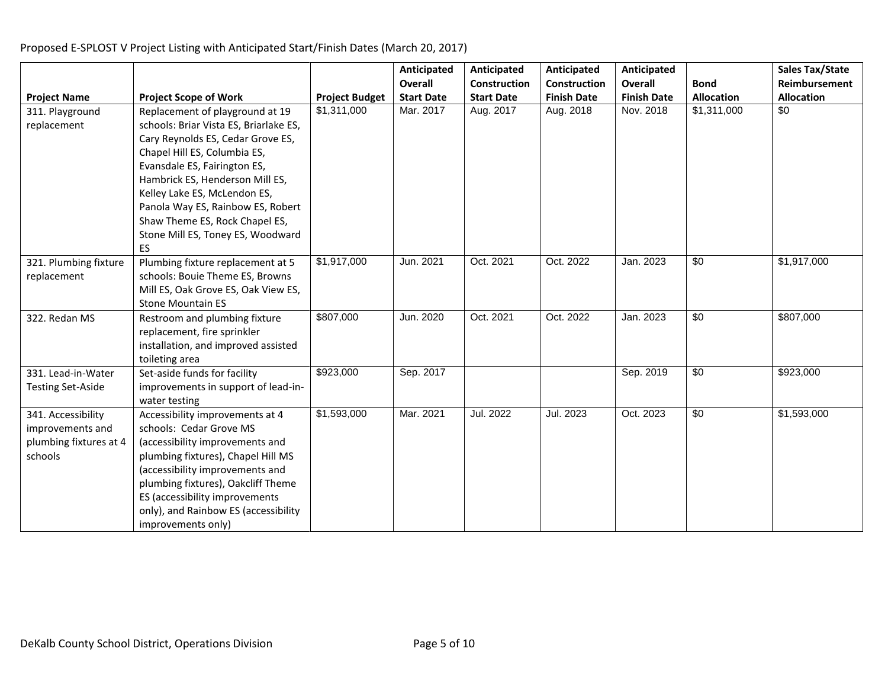Proposed E-SPLOST V Project Listing with Anticipated Start/Finish Dates (March 20, 2017)

| Project Name | Project Scope of Work | Project Budget | Anticipated Overall Start Date | Anticipated Construction Start Date | Anticipated Construction Finish Date | Anticipated Overall Finish Date | Bond Allocation | Sales Tax/State Reimbursement Allocation |
|---|---|---|---|---|---|---|---|---|
| 311. Playground replacement | Replacement of playground at 19 schools: Briar Vista ES, Briarlake ES, Cary Reynolds ES, Cedar Grove ES, Chapel Hill ES, Columbia ES, Evansdale ES, Fairington ES, Hambrick ES, Henderson Mill ES, Kelley Lake ES, McLendon ES, Panola Way ES, Rainbow ES, Robert Shaw Theme ES, Rock Chapel ES, Stone Mill ES, Toney ES, Woodward ES | $1,311,000 | Mar. 2017 | Aug. 2017 | Aug. 2018 | Nov. 2018 | $1,311,000 | $0 |
| 321. Plumbing fixture replacement | Plumbing fixture replacement at 5 schools: Bouie Theme ES, Browns Mill ES, Oak Grove ES, Oak View ES, Stone Mountain ES | $1,917,000 | Jun. 2021 | Oct. 2021 | Oct. 2022 | Jan. 2023 | $0 | $1,917,000 |
| 322. Redan MS | Restroom and plumbing fixture replacement, fire sprinkler installation, and improved assisted toileting area | $807,000 | Jun. 2020 | Oct. 2021 | Oct. 2022 | Jan. 2023 | $0 | $807,000 |
| 331. Lead-in-Water Testing Set-Aside | Set-aside funds for facility improvements in support of lead-in-water testing | $923,000 | Sep. 2017 | | | Sep. 2019 | $0 | $923,000 |
| 341. Accessibility improvements and plumbing fixtures at 4 schools | Accessibility improvements at 4 schools: Cedar Grove MS (accessibility improvements and plumbing fixtures), Chapel Hill MS (accessibility improvements and plumbing fixtures), Oakcliff Theme ES (accessibility improvements only), and Rainbow ES (accessibility improvements only) | $1,593,000 | Mar. 2021 | Jul. 2022 | Jul. 2023 | Oct. 2023 | $0 | $1,593,000 |

DeKalb County School District, Operations Division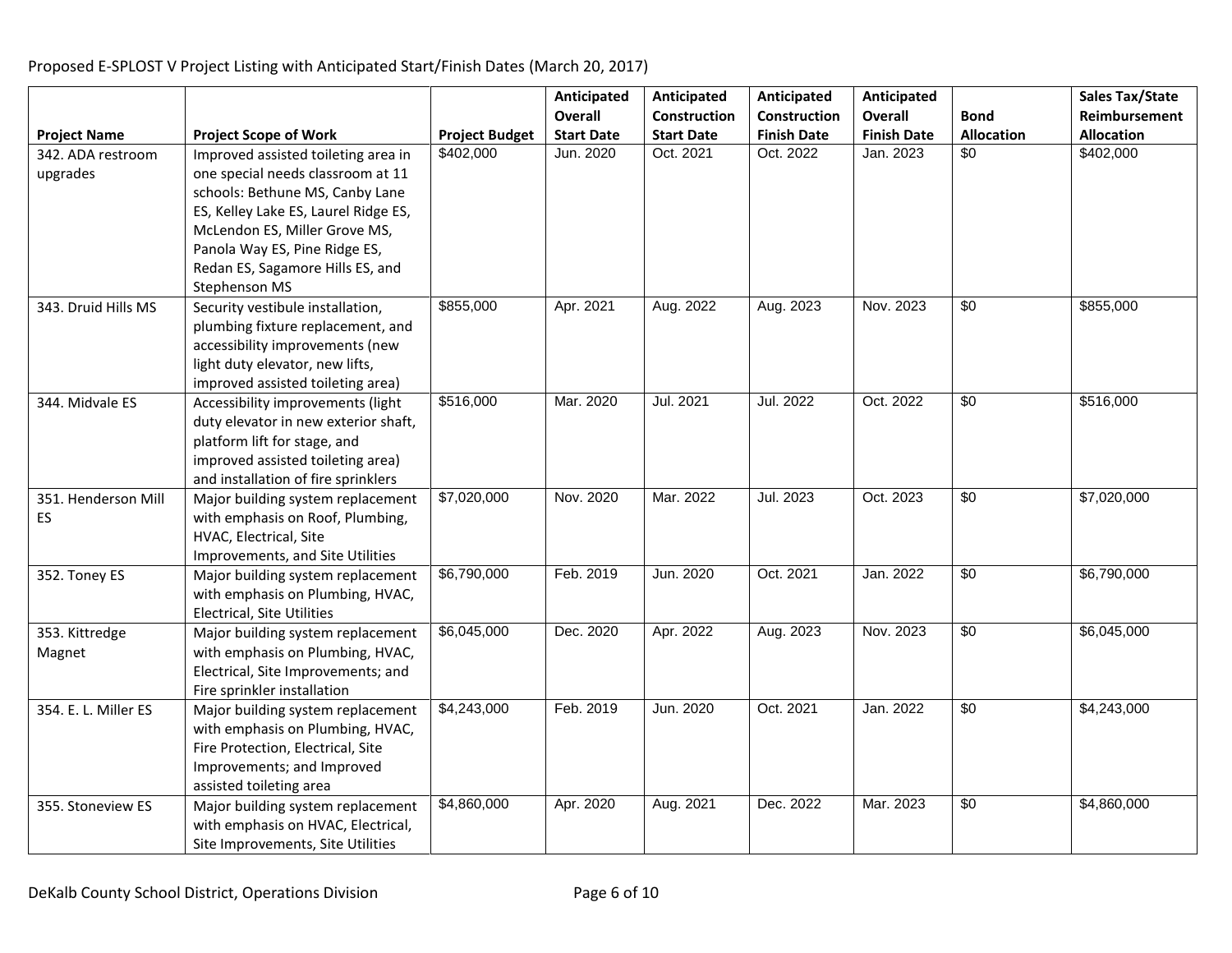Proposed E-SPLOST V Project Listing with Anticipated Start/Finish Dates (March 20, 2017)

| Project Name | Project Scope of Work | Project Budget | Anticipated Overall Start Date | Anticipated Construction Start Date | Anticipated Construction Finish Date | Anticipated Overall Finish Date | Bond Allocation | Sales Tax/State Reimbursement Allocation |
|---|---|---|---|---|---|---|---|---|
| 342. ADA restroom upgrades | Improved assisted toileting area in one special needs classroom at 11 schools: Bethune MS, Canby Lane ES, Kelley Lake ES, Laurel Ridge ES, McLendon ES, Miller Grove MS, Panola Way ES, Pine Ridge ES, Redan ES, Sagamore Hills ES, and Stephenson MS | $402,000 | Jun. 2020 | Oct. 2021 | Oct. 2022 | Jan. 2023 | $0 | $402,000 |
| 343. Druid Hills MS | Security vestibule installation, plumbing fixture replacement, and accessibility improvements (new light duty elevator, new lifts, improved assisted toileting area) | $855,000 | Apr. 2021 | Aug. 2022 | Aug. 2023 | Nov. 2023 | $0 | $855,000 |
| 344. Midvale ES | Accessibility improvements (light duty elevator in new exterior shaft, platform lift for stage, and improved assisted toileting area) and installation of fire sprinklers | $516,000 | Mar. 2020 | Jul. 2021 | Jul. 2022 | Oct. 2022 | $0 | $516,000 |
| 351. Henderson Mill ES | Major building system replacement with emphasis on Roof, Plumbing, HVAC, Electrical, Site Improvements, and Site Utilities | $7,020,000 | Nov. 2020 | Mar. 2022 | Jul. 2023 | Oct. 2023 | $0 | $7,020,000 |
| 352. Toney ES | Major building system replacement with emphasis on Plumbing, HVAC, Electrical, Site Utilities | $6,790,000 | Feb. 2019 | Jun. 2020 | Oct. 2021 | Jan. 2022 | $0 | $6,790,000 |
| 353. Kittredge Magnet | Major building system replacement with emphasis on Plumbing, HVAC, Electrical, Site Improvements; and Fire sprinkler installation | $6,045,000 | Dec. 2020 | Apr. 2022 | Aug. 2023 | Nov. 2023 | $0 | $6,045,000 |
| 354. E. L. Miller ES | Major building system replacement with emphasis on Plumbing, HVAC, Fire Protection, Electrical, Site Improvements; and Improved assisted toileting area | $4,243,000 | Feb. 2019 | Jun. 2020 | Oct. 2021 | Jan. 2022 | $0 | $4,243,000 |
| 355. Stoneview ES | Major building system replacement with emphasis on HVAC, Electrical, Site Improvements, Site Utilities | $4,860,000 | Apr. 2020 | Aug. 2021 | Dec. 2022 | Mar. 2023 | $0 | $4,860,000 |

DeKalb County School District, Operations Division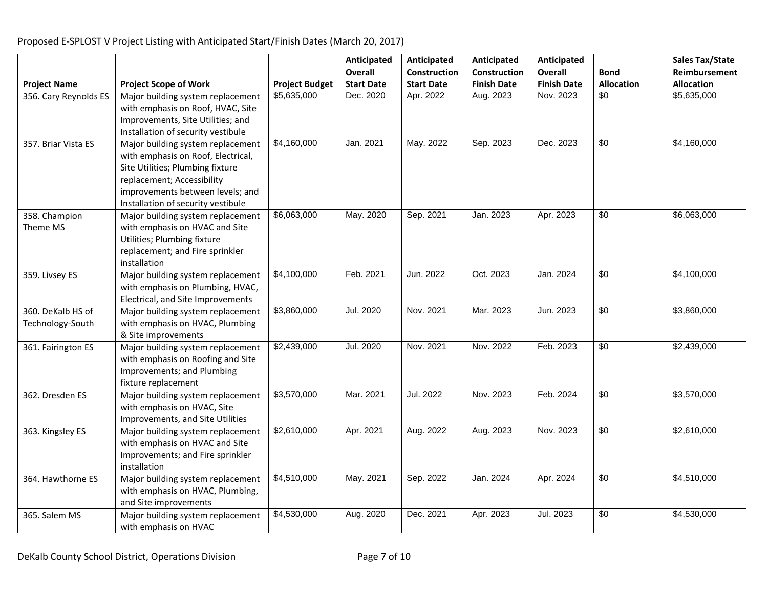Proposed E-SPLOST V Project Listing with Anticipated Start/Finish Dates (March 20, 2017)

| Project Name | Project Scope of Work | Project Budget | Anticipated Overall Start Date | Anticipated Construction Start Date | Anticipated Construction Finish Date | Anticipated Overall Finish Date | Bond Allocation | Sales Tax/State Reimbursement Allocation |
|---|---|---|---|---|---|---|---|---|
| 356. Cary Reynolds ES | Major building system replacement with emphasis on Roof, HVAC, Site Improvements, Site Utilities; and Installation of security vestibule | $5,635,000 | Dec. 2020 | Apr. 2022 | Aug. 2023 | Nov. 2023 | $0 | $5,635,000 |
| 357. Briar Vista ES | Major building system replacement with emphasis on Roof, Electrical, Site Utilities; Plumbing fixture replacement; Accessibility improvements between levels; and Installation of security vestibule | $4,160,000 | Jan. 2021 | May. 2022 | Sep. 2023 | Dec. 2023 | $0 | $4,160,000 |
| 358. Champion Theme MS | Major building system replacement with emphasis on HVAC and Site Utilities; Plumbing fixture replacement; and Fire sprinkler installation | $6,063,000 | May. 2020 | Sep. 2021 | Jan. 2023 | Apr. 2023 | $0 | $6,063,000 |
| 359. Livsey ES | Major building system replacement with emphasis on Plumbing, HVAC, Electrical, and Site Improvements | $4,100,000 | Feb. 2021 | Jun. 2022 | Oct. 2023 | Jan. 2024 | $0 | $4,100,000 |
| 360. DeKalb HS of Technology-South | Major building system replacement with emphasis on HVAC, Plumbing & Site improvements | $3,860,000 | Jul. 2020 | Nov. 2021 | Mar. 2023 | Jun. 2023 | $0 | $3,860,000 |
| 361. Fairington ES | Major building system replacement with emphasis on Roofing and Site Improvements; and Plumbing fixture replacement | $2,439,000 | Jul. 2020 | Nov. 2021 | Nov. 2022 | Feb. 2023 | $0 | $2,439,000 |
| 362. Dresden ES | Major building system replacement with emphasis on HVAC, Site Improvements, and Site Utilities | $3,570,000 | Mar. 2021 | Jul. 2022 | Nov. 2023 | Feb. 2024 | $0 | $3,570,000 |
| 363. Kingsley ES | Major building system replacement with emphasis on HVAC and Site Improvements; and Fire sprinkler installation | $2,610,000 | Apr. 2021 | Aug. 2022 | Aug. 2023 | Nov. 2023 | $0 | $2,610,000 |
| 364. Hawthorne ES | Major building system replacement with emphasis on HVAC, Plumbing, and Site improvements | $4,510,000 | May. 2021 | Sep. 2022 | Jan. 2024 | Apr. 2024 | $0 | $4,510,000 |
| 365. Salem MS | Major building system replacement with emphasis on HVAC | $4,530,000 | Aug. 2020 | Dec. 2021 | Apr. 2023 | Jul. 2023 | $0 | $4,530,000 |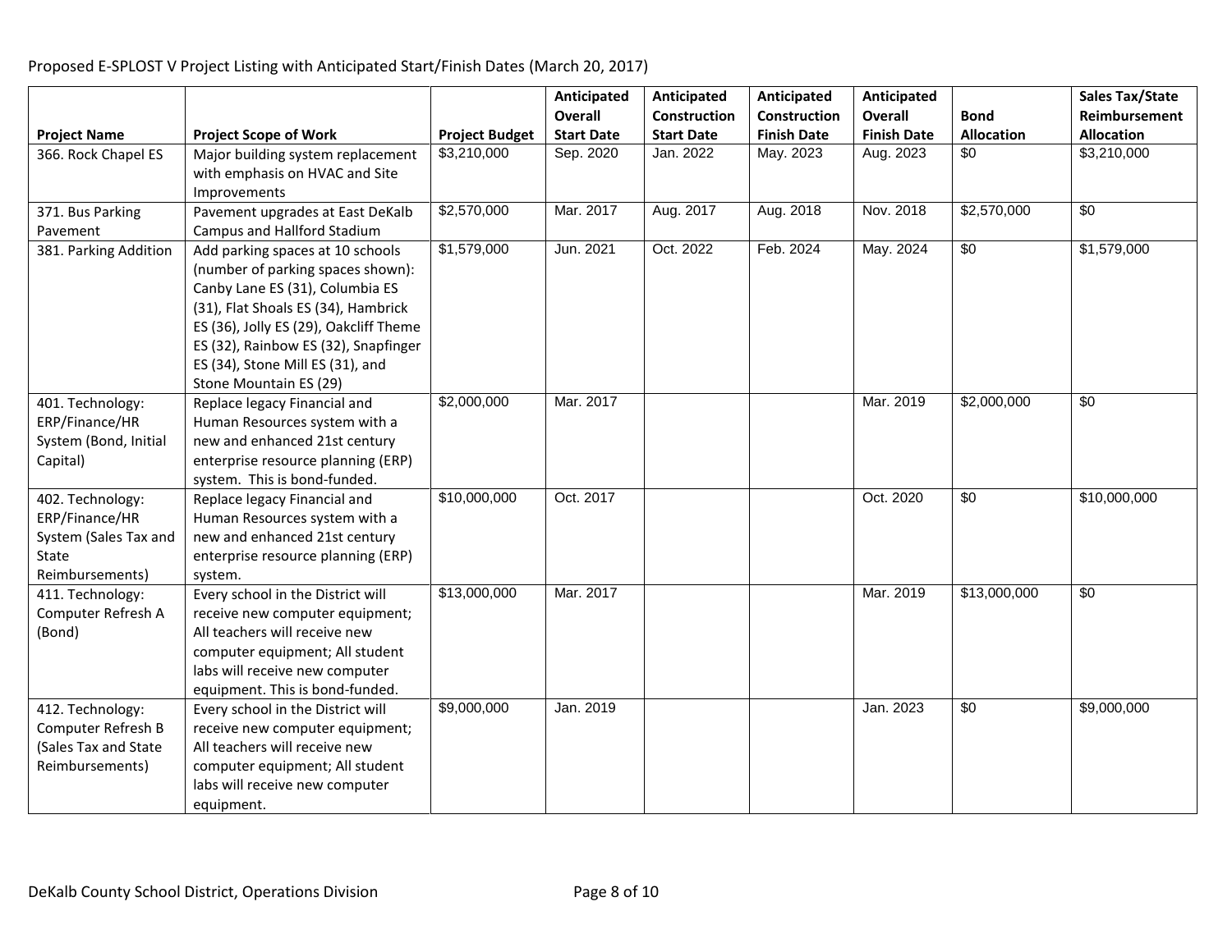Proposed E-SPLOST V Project Listing with Anticipated Start/Finish Dates (March 20, 2017)

| Project Name | Project Scope of Work | Project Budget | Anticipated Overall Start Date | Anticipated Construction Start Date | Anticipated Construction Finish Date | Anticipated Overall Finish Date | Bond Allocation | Sales Tax/State Reimbursement Allocation |
|---|---|---|---|---|---|---|---|---|
| 366. Rock Chapel ES | Major building system replacement with emphasis on HVAC and Site Improvements | $3,210,000 | Sep. 2020 | Jan. 2022 | May. 2023 | Aug. 2023 | $0 | $3,210,000 |
| 371. Bus Parking Pavement | Pavement upgrades at East DeKalb Campus and Hallford Stadium | $2,570,000 | Mar. 2017 | Aug. 2017 | Aug. 2018 | Nov. 2018 | $2,570,000 | $0 |
| 381. Parking Addition | Add parking spaces at 10 schools (number of parking spaces shown): Canby Lane ES (31), Columbia ES (31), Flat Shoals ES (34), Hambrick ES (36), Jolly ES (29), Oakcliff Theme ES (32), Rainbow ES (32), Snapfinger ES (34), Stone Mill ES (31), and Stone Mountain ES (29) | $1,579,000 | Jun. 2021 | Oct. 2022 | Feb. 2024 | May. 2024 | $0 | $1,579,000 |
| 401. Technology: ERP/Finance/HR System (Bond, Initial Capital) | Replace legacy Financial and Human Resources system with a new and enhanced 21st century enterprise resource planning (ERP) system. This is bond-funded. | $2,000,000 | Mar. 2017 | | | Mar. 2019 | $2,000,000 | $0 |
| 402. Technology: ERP/Finance/HR System (Sales Tax and State Reimbursements) | Replace legacy Financial and Human Resources system with a new and enhanced 21st century enterprise resource planning (ERP) system. | $10,000,000 | Oct. 2017 | | | Oct. 2020 | $0 | $10,000,000 |
| 411. Technology: Computer Refresh A (Bond) | Every school in the District will receive new computer equipment; All teachers will receive new computer equipment; All student labs will receive new computer equipment. This is bond-funded. | $13,000,000 | Mar. 2017 | | | Mar. 2019 | $13,000,000 | $0 |
| 412. Technology: Computer Refresh B (Sales Tax and State Reimbursements) | Every school in the District will receive new computer equipment; All teachers will receive new computer equipment; All student labs will receive new computer equipment. | $9,000,000 | Jan. 2019 | | | Jan. 2023 | $0 | $9,000,000 |

DeKalb County School District, Operations Division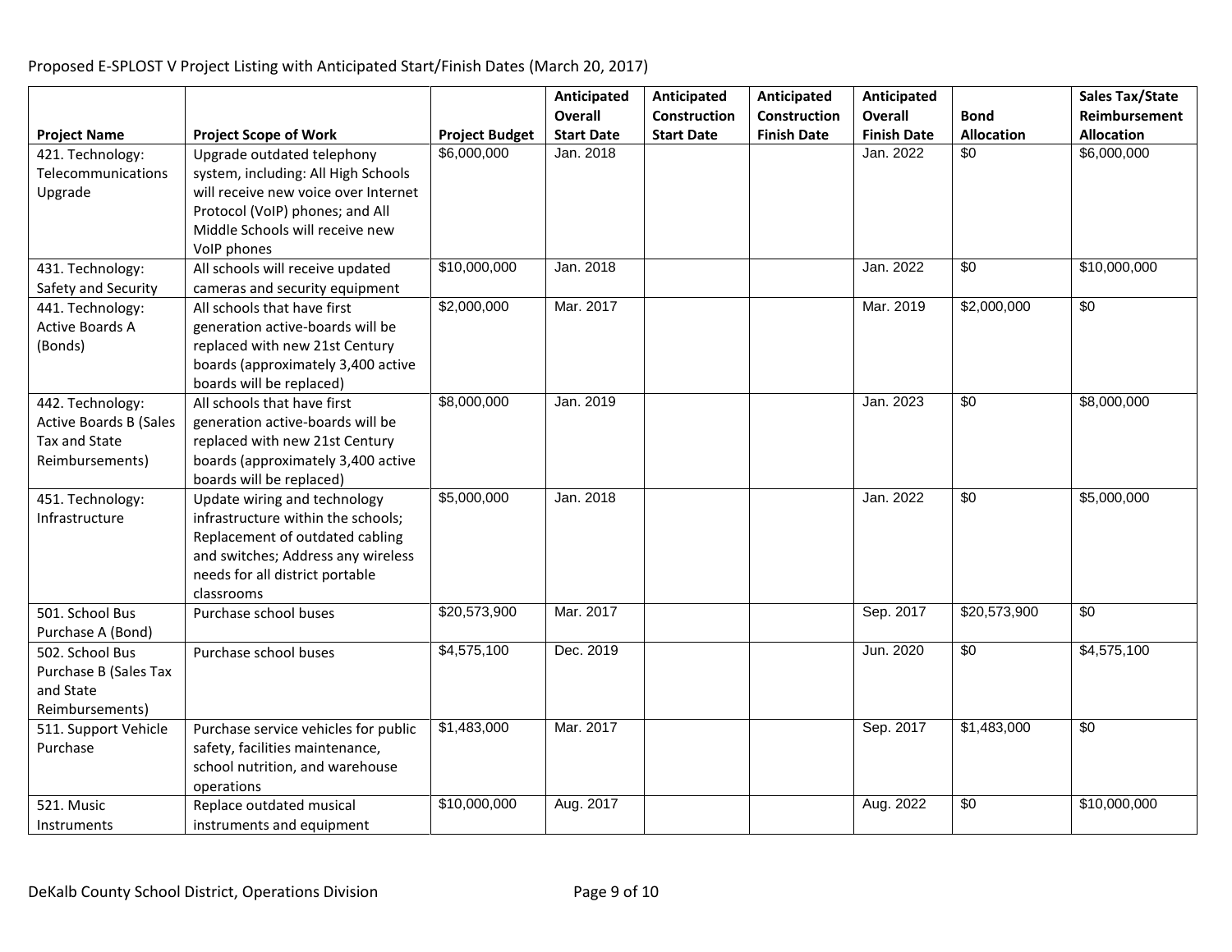Proposed E-SPLOST V Project Listing with Anticipated Start/Finish Dates (March 20, 2017)

| Project Name | Project Scope of Work | Project Budget | Anticipated Overall Start Date | Anticipated Construction Start Date | Anticipated Construction Finish Date | Anticipated Overall Finish Date | Bond Allocation | Sales Tax/State Reimbursement Allocation |
|---|---|---|---|---|---|---|---|---|
| 421. Technology: Telecommunications Upgrade | Upgrade outdated telephony system, including: All High Schools will receive new voice over Internet Protocol (VoIP) phones; and All Middle Schools will receive new VoIP phones | $6,000,000 | Jan. 2018 | | | Jan. 2022 | $0 | $6,000,000 |
| 431. Technology: Safety and Security | All schools will receive updated cameras and security equipment | $10,000,000 | Jan. 2018 | | | Jan. 2022 | $0 | $10,000,000 |
| 441. Technology: Active Boards A (Bonds) | All schools that have first generation active-boards will be replaced with new 21st Century boards (approximately 3,400 active boards will be replaced) | $2,000,000 | Mar. 2017 | | | Mar. 2019 | $2,000,000 | $0 |
| 442. Technology: Active Boards B (Sales Tax and State Reimbursements) | All schools that have first generation active-boards will be replaced with new 21st Century boards (approximately 3,400 active boards will be replaced) | $8,000,000 | Jan. 2019 | | | Jan. 2023 | $0 | $8,000,000 |
| 451. Technology: Infrastructure | Update wiring and technology infrastructure within the schools; Replacement of outdated cabling and switches; Address any wireless needs for all district portable classrooms | $5,000,000 | Jan. 2018 | | | Jan. 2022 | $0 | $5,000,000 |
| 501. School Bus Purchase A (Bond) | Purchase school buses | $20,573,900 | Mar. 2017 | | | Sep. 2017 | $20,573,900 | $0 |
| 502. School Bus Purchase B (Sales Tax and State Reimbursements) | Purchase school buses | $4,575,100 | Dec. 2019 | | | Jun. 2020 | $0 | $4,575,100 |
| 511. Support Vehicle Purchase | Purchase service vehicles for public safety, facilities maintenance, school nutrition, and warehouse operations | $1,483,000 | Mar. 2017 | | | Sep. 2017 | $1,483,000 | $0 |
| 521. Music Instruments | Replace outdated musical instruments and equipment | $10,000,000 | Aug. 2017 | | | Aug. 2022 | $0 | $10,000,000 |

DeKalb County School District, Operations Division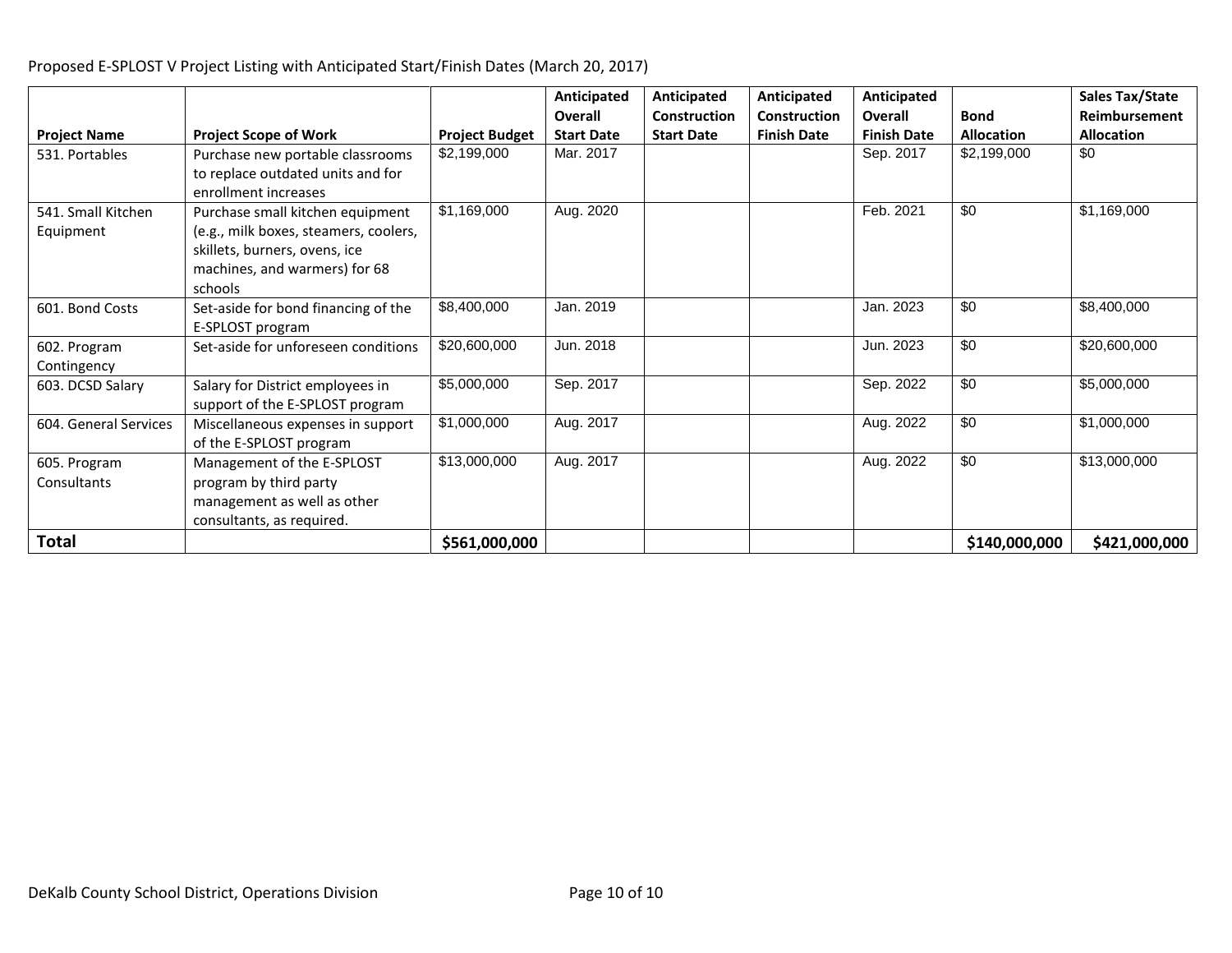Proposed E-SPLOST V Project Listing with Anticipated Start/Finish Dates (March 20, 2017)

| Project Name | Project Scope of Work | Project Budget | Anticipated Overall Start Date | Anticipated Construction Start Date | Anticipated Construction Finish Date | Anticipated Overall Finish Date | Bond Allocation | Sales Tax/State Reimbursement Allocation |
|---|---|---|---|---|---|---|---|---|
| 531. Portables | Purchase new portable classrooms to replace outdated units and for enrollment increases | $2,199,000 | Mar. 2017 | | | Sep. 2017 | $2,199,000 | $0 |
| 541. Small Kitchen Equipment | Purchase small kitchen equipment (e.g., milk boxes, steamers, coolers, skillets, burners, ovens, ice machines, and warmers) for 68 schools | $1,169,000 | Aug. 2020 | | | Feb. 2021 | $0 | $1,169,000 |
| 601. Bond Costs | Set-aside for bond financing of the E-SPLOST program | $8,400,000 | Jan. 2019 | | | Jan. 2023 | $0 | $8,400,000 |
| 602. Program Contingency | Set-aside for unforeseen conditions | $20,600,000 | Jun. 2018 | | | Jun. 2023 | $0 | $20,600,000 |
| 603. DCSD Salary | Salary for District employees in support of the E-SPLOST program | $5,000,000 | Sep. 2017 | | | Sep. 2022 | $0 | $5,000,000 |
| 604. General Services | Miscellaneous expenses in support of the E-SPLOST program | $1,000,000 | Aug. 2017 | | | Aug. 2022 | $0 | $1,000,000 |
| 605. Program Consultants | Management of the E-SPLOST program by third party management as well as other consultants, as required. | $13,000,000 | Aug. 2017 | | | Aug. 2022 | $0 | $13,000,000 |
| **Total** | | **$561,000,000** | | | | | **$140,000,000** | **$421,000,000** |

DeKalb County School District, Operations Division